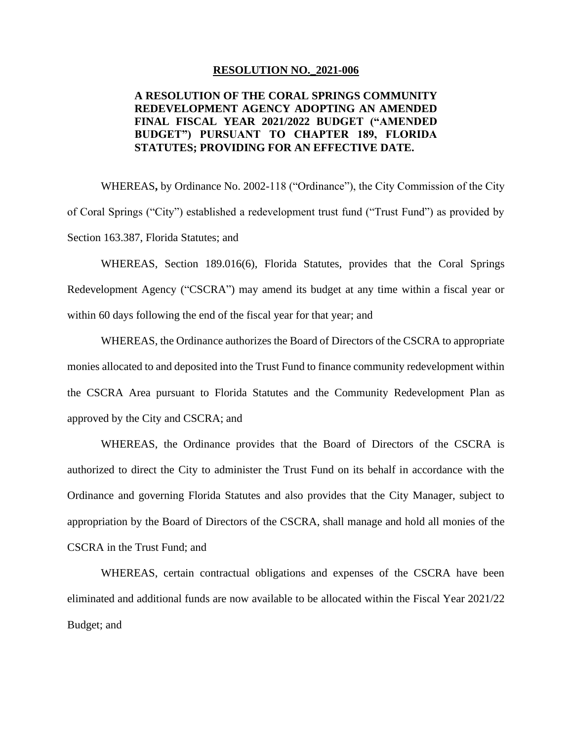**RESOLUTION NO._2021-006**

**A RESOLUTION OF THE CORAL SPRINGS COMMUNITY REDEVELOPMENT AGENCY ADOPTING AN AMENDED FINAL FISCAL YEAR 2021/2022 BUDGET ("AMENDED BUDGET") PURSUANT TO CHAPTER 189, FLORIDA STATUTES; PROVIDING FOR AN EFFECTIVE DATE.**

WHEREAS**,** by Ordinance No. 2002-118 ("Ordinance"), the City Commission of the City of Coral Springs ("City") established a redevelopment trust fund ("Trust Fund") as provided by Section 163.387, Florida Statutes; and

WHEREAS, Section 189.016(6), Florida Statutes, provides that the Coral Springs Redevelopment Agency ("CSCRA") may amend its budget at any time within a fiscal year or within 60 days following the end of the fiscal year for that year; and

WHEREAS, the Ordinance authorizes the Board of Directors of the CSCRA to appropriate monies allocated to and deposited into the Trust Fund to finance community redevelopment within the CSCRA Area pursuant to Florida Statutes and the Community Redevelopment Plan as approved by the City and CSCRA; and

WHEREAS, the Ordinance provides that the Board of Directors of the CSCRA is authorized to direct the City to administer the Trust Fund on its behalf in accordance with the Ordinance and governing Florida Statutes and also provides that the City Manager, subject to appropriation by the Board of Directors of the CSCRA, shall manage and hold all monies of the CSCRA in the Trust Fund; and

WHEREAS, certain contractual obligations and expenses of the CSCRA have been eliminated and additional funds are now available to be allocated within the Fiscal Year 2021/22 Budget; and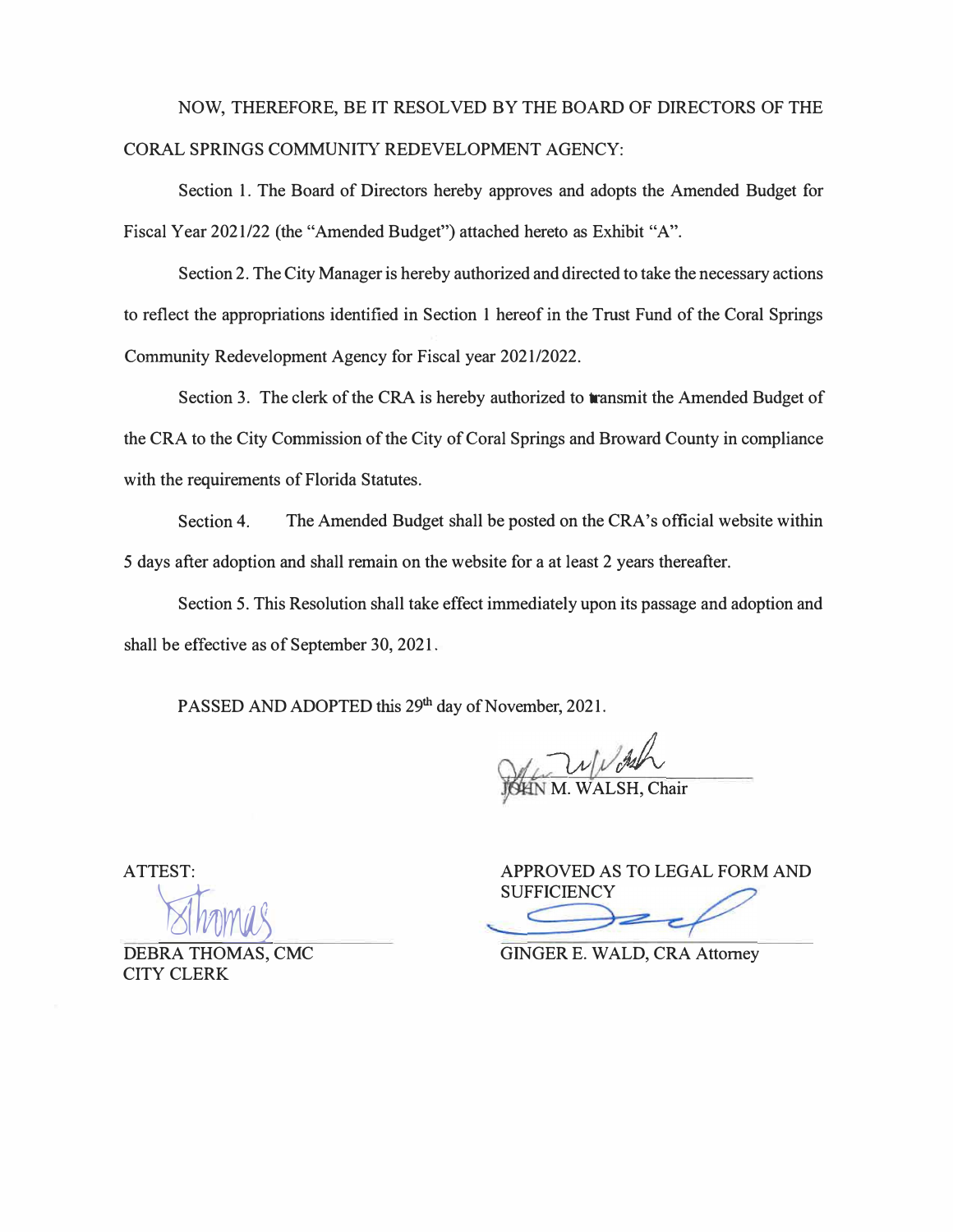NOW, THEREFORE, BE IT RESOLVED BY THE BOARD OF DIRECTORS OF THE CORAL SPRINGS COMMUNITY REDEVELOPMENT AGENCY:

Section 1. The Board of Directors hereby approves and adopts the Amended Budget for Fiscal Year 2021/22 (the "Amended Budget") attached hereto as Exhibit "A".

Section 2. The City Manager is hereby authorized and directed to take the necessary actions to reflect the appropriations identified in Section 1 hereof in the Trust Fund of the Coral Springs Community Redevelopment Agency for Fiscal year 2021/2022.

Section 3. The clerk of the CRA is hereby authorized to transmit the Amended Budget of the CRA to the City Commission of the City of Coral Springs and Broward County in compliance with the requirements of Florida Statutes.

Section 4. The Amended Budget shall be posted on the CRA's official website within 5 days after adoption and shall remain on the website for a at least 2 years thereafter.

Section 5. This Resolution shall take effect immediately upon its passage and adoption and shall be effective as of September 30, 2021.

PASSED AND ADOPTED this 29th day of November, 2021.

JOHN M. WALSH, Chair

ATTEST:

DEBRA THOMAS, CMC
CITY CLERK

APPROVED AS TO LEGAL FORM AND SUFFICIENCY

GINGER E. WALD, CRA Attorney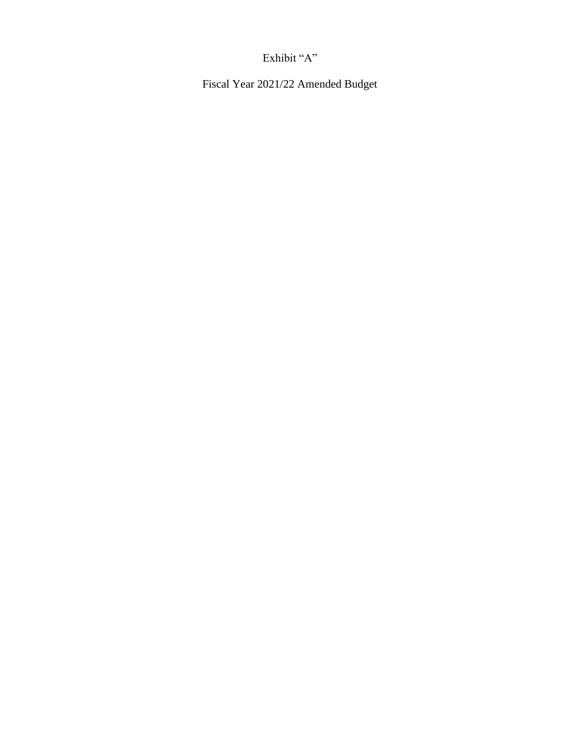Exhibit “A”

Fiscal Year 2021/22 Amended Budget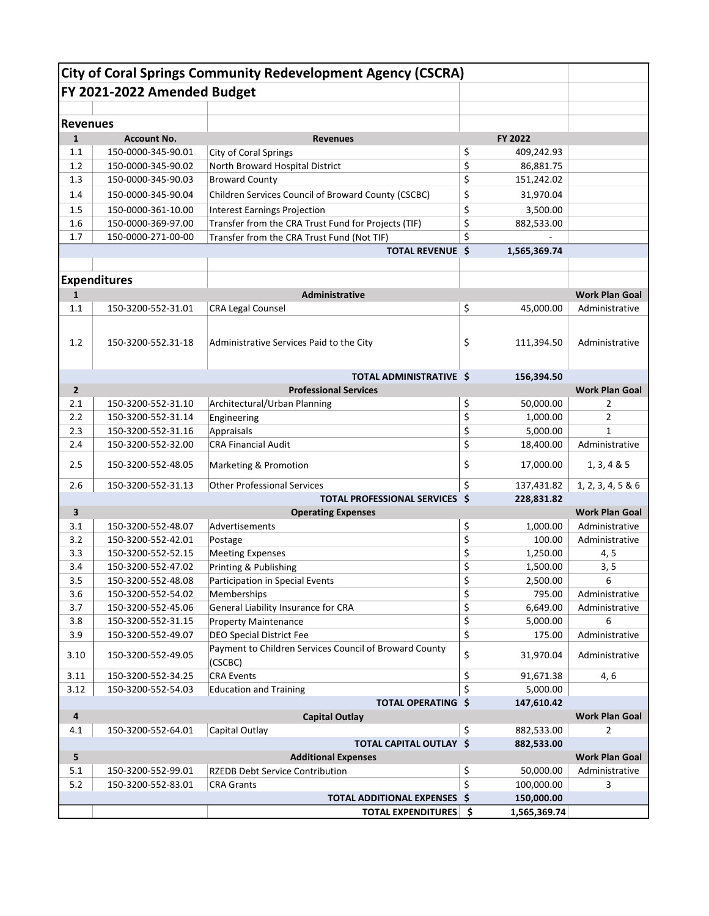# City of Coral Springs Community Redevelopment Agency (CSCRA)

## FY 2021-2022 Amended Budget

### Revenues

| 1 | Account No. | Revenues | FY 2022 | |
|---|---|---|---|---|
| 1.1 | 150-0000-345-90.01 | City of Coral Springs | $ 409,242.93 | |
| 1.2 | 150-0000-345-90.02 | North Broward Hospital District | $ 86,881.75 | |
| 1.3 | 150-0000-345-90.03 | Broward County | $ 151,242.02 | |
| 1.4 | 150-0000-345-90.04 | Children Services Council of Broward County (CSCBC) | $ 31,970.04 | |
| 1.5 | 150-0000-361-10.00 | Interest Earnings Projection | $ 3,500.00 | |
| 1.6 | 150-0000-369-97.00 | Transfer from the CRA Trust Fund for Projects (TIF) | $ 882,533.00 | |
| 1.7 | 150-0000-271-00-00 | Transfer from the CRA Trust Fund (Not TIF) | $ - | |
| | | **TOTAL REVENUE** | **$ 1,565,369.74** | |

### Expenditures

| | | | | |
|---|---|---|---|---|
| **1** | | **Administrative** | | **Work Plan Goal** |
| 1.1 | 150-3200-552-31.01 | CRA Legal Counsel | $ 45,000.00 | Administrative |
| 1.2 | 150-3200-552.31-18 | Administrative Services Paid to the City | $ 111,394.50 | Administrative |
| | | **TOTAL ADMINISTRATIVE** | **$ 156,394.50** | |
| **2** | | **Professional Services** | | **Work Plan Goal** |
| 2.1 | 150-3200-552-31.10 | Architectural/Urban Planning | $ 50,000.00 | 2 |
| 2.2 | 150-3200-552-31.14 | Engineering | $ 1,000.00 | 2 |
| 2.3 | 150-3200-552-31.16 | Appraisals | $ 5,000.00 | 1 |
| 2.4 | 150-3200-552-32.00 | CRA Financial Audit | $ 18,400.00 | Administrative |
| 2.5 | 150-3200-552-48.05 | Marketing & Promotion | $ 17,000.00 | 1, 3, 4 & 5 |
| 2.6 | 150-3200-552-31.13 | Other Professional Services | $ 137,431.82 | 1, 2, 3, 4, 5 & 6 |
| | | **TOTAL PROFESSIONAL SERVICES** | **$ 228,831.82** | |
| **3** | | **Operating Expenses** | | **Work Plan Goal** |
| 3.1 | 150-3200-552-48.07 | Advertisements | $ 1,000.00 | Administrative |
| 3.2 | 150-3200-552-42.01 | Postage | $ 100.00 | Administrative |
| 3.3 | 150-3200-552-52.15 | Meeting Expenses | $ 1,250.00 | 4, 5 |
| 3.4 | 150-3200-552-47.02 | Printing & Publishing | $ 1,500.00 | 3, 5 |
| 3.5 | 150-3200-552-48.08 | Participation in Special Events | $ 2,500.00 | 6 |
| 3.6 | 150-3200-552-54.02 | Memberships | $ 795.00 | Administrative |
| 3.7 | 150-3200-552-45.06 | General Liability Insurance for CRA | $ 6,649.00 | Administrative |
| 3.8 | 150-3200-552-31.15 | Property Maintenance | $ 5,000.00 | 6 |
| 3.9 | 150-3200-552-49.07 | DEO Special District Fee | $ 175.00 | Administrative |
| 3.10 | 150-3200-552-49.05 | Payment to Children Services Council of Broward County (CSCBC) | $ 31,970.04 | Administrative |
| 3.11 | 150-3200-552-34.25 | CRA Events | $ 91,671.38 | 4, 6 |
| 3.12 | 150-3200-552-54.03 | Education and Training | $ 5,000.00 | |
| | | **TOTAL OPERATING** | **$ 147,610.42** | |
| **4** | | **Capital Outlay** | | **Work Plan Goal** |
| 4.1 | 150-3200-552-64.01 | Capital Outlay | $ 882,533.00 | 2 |
| | | **TOTAL CAPITAL OUTLAY** | **$ 882,533.00** | |
| **5** | | **Additional Expenses** | | **Work Plan Goal** |
| 5.1 | 150-3200-552-99.01 | RZEDB Debt Service Contribution | $ 50,000.00 | Administrative |
| 5.2 | 150-3200-552-83.01 | CRA Grants | $ 100,000.00 | 3 |
| | | **TOTAL ADDITIONAL EXPENSES** | **$ 150,000.00** | |
| | | **TOTAL EXPENDITURES** | **$ 1,565,369.74** | |